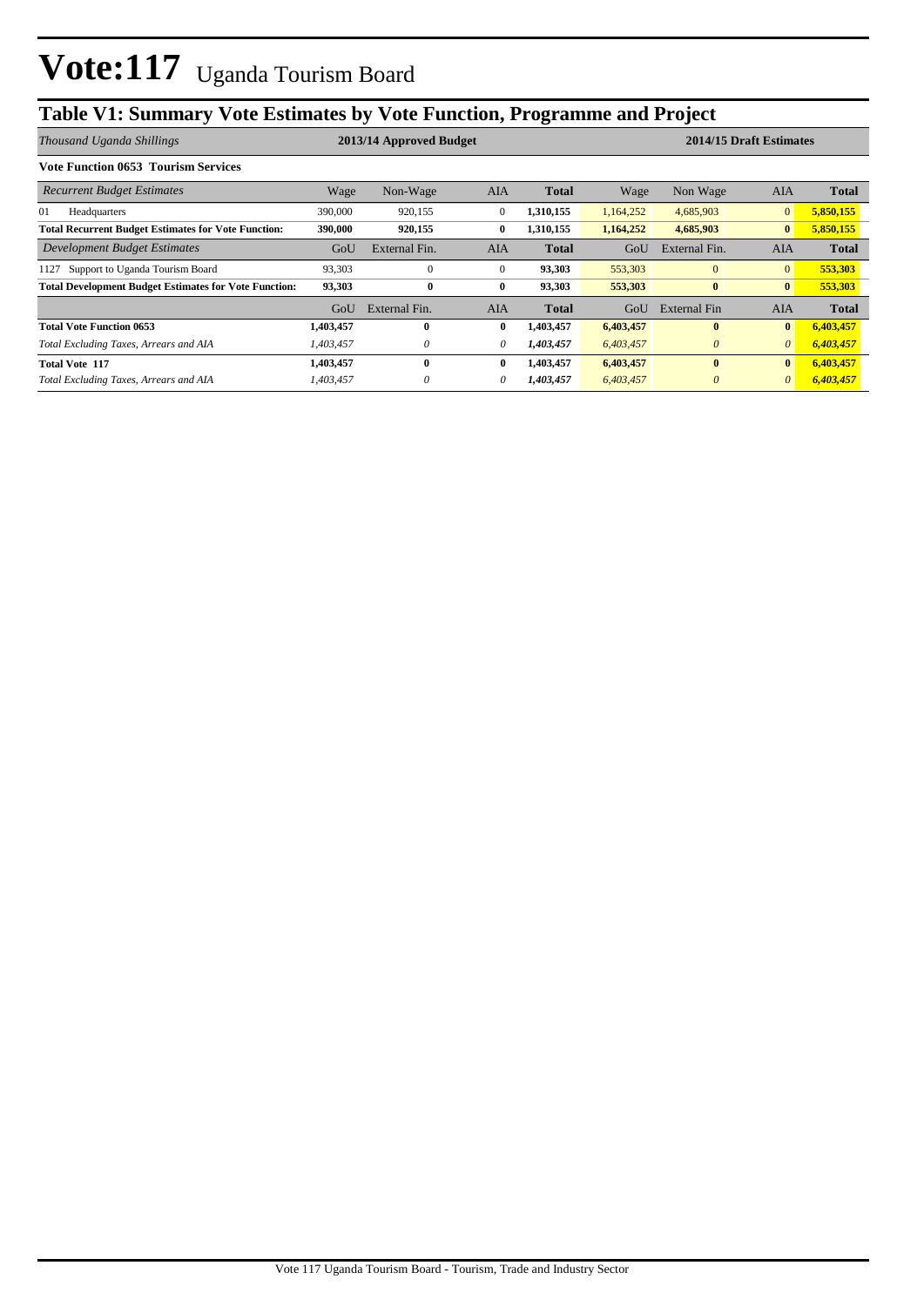# Vote:117 Uganda Tourism Board

## Table V1: Summary Vote Estimates by Vote Function, Programme and Project

| *Thousand Uganda Shillings* | 2013/14 Approved Budget | | | | 2014/15 Draft Estimates | | | |
|---|---|---|---|---|---|---|---|---|
| **Vote Function 0653 Tourism Services** | | | | | | | | |
| *Recurrent Budget Estimates* | Wage | Non-Wage | AIA | **Total** | Wage | Non Wage | AIA | **Total** |
| 01 Headquarters | 390,000 | 920,155 | 0 | **1,310,155** | 1,164,252 | 4,685,903 | 0 | **5,850,155** |
| **Total Recurrent Budget Estimates for Vote Function:** | **390,000** | **920,155** | **0** | **1,310,155** | **1,164,252** | **4,685,903** | **0** | **5,850,155** |
| *Development Budget Estimates* | GoU | External Fin. | AIA | **Total** | GoU | External Fin. | AIA | **Total** |
| 1127 Support to Uganda Tourism Board | 93,303 | 0 | 0 | **93,303** | 553,303 | 0 | 0 | **553,303** |
| **Total Development Budget Estimates for Vote Function:** | **93,303** | **0** | **0** | **93,303** | **553,303** | **0** | **0** | **553,303** |
| | GoU | External Fin. | AIA | **Total** | GoU | External Fin | AIA | **Total** |
| **Total Vote Function 0653** | **1,403,457** | **0** | **0** | **1,403,457** | **6,403,457** | **0** | **0** | **6,403,457** |
| *Total Excluding Taxes, Arrears and AIA* | *1,403,457* | *0* | *0* | ***1,403,457*** | *6,403,457* | *0* | *0* | ***6,403,457*** |
| **Total Vote 117** | **1,403,457** | **0** | **0** | **1,403,457** | **6,403,457** | **0** | **0** | **6,403,457** |
| *Total Excluding Taxes, Arrears and AIA* | *1,403,457* | *0* | *0* | ***1,403,457*** | *6,403,457* | *0* | *0* | ***6,403,457*** |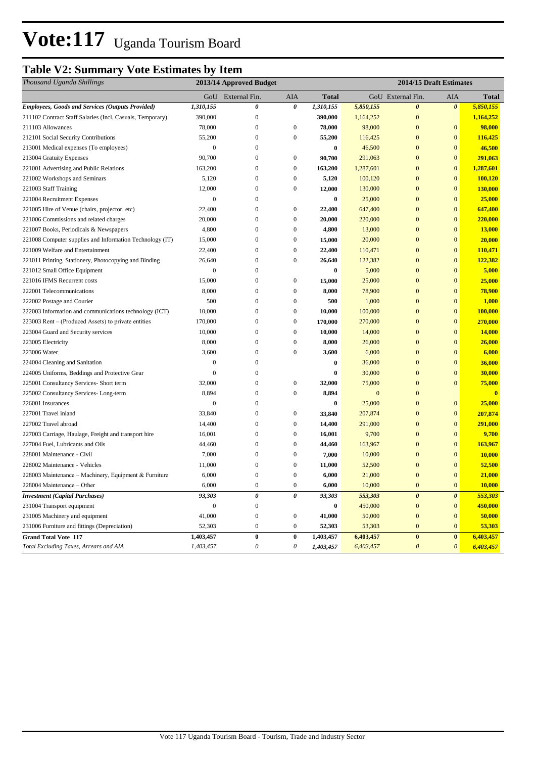# Vote:117 Uganda Tourism Board

## Table V2: Summary Vote Estimates by Item

| *Thousand Uganda Shillings* | 2013/14 Approved Budget | | | | 2014/15 Draft Estimates | | | |
|---|---|---|---|---|---|---|---|---|
| | GoU | External Fin. | AIA | Total | GoU | External Fin. | AIA | Total |
| ***Employees, Goods and Services (Outputs Provided)*** | ***1,310,155*** | ***0*** | ***0*** | ***1,310,155*** | ***5,850,155*** | ***0*** | ***0*** | ***5,850,155*** |
| 211102 Contract Staff Salaries (Incl. Casuals, Temporary) | 390,000 | 0 | | **390,000** | 1,164,252 | 0 | | **1,164,252** |
| 211103 Allowances | 78,000 | 0 | 0 | **78,000** | 98,000 | 0 | 0 | **98,000** |
| 212101 Social Security Contributions | 55,200 | 0 | 0 | **55,200** | 116,425 | 0 | 0 | **116,425** |
| 213001 Medical expenses (To employees) | 0 | 0 | | **0** | 46,500 | 0 | 0 | **46,500** |
| 213004 Gratuity Expenses | 90,700 | 0 | 0 | **90,700** | 291,063 | 0 | 0 | **291,063** |
| 221001 Advertising and Public Relations | 163,200 | 0 | 0 | **163,200** | 1,287,601 | 0 | 0 | **1,287,601** |
| 221002 Workshops and Seminars | 5,120 | 0 | 0 | **5,120** | 100,120 | 0 | 0 | **100,120** |
| 221003 Staff Training | 12,000 | 0 | 0 | **12,000** | 130,000 | 0 | 0 | **130,000** |
| 221004 Recruitment Expenses | 0 | 0 | | **0** | 25,000 | 0 | 0 | **25,000** |
| 221005 Hire of Venue (chairs, projector, etc) | 22,400 | 0 | 0 | **22,400** | 647,400 | 0 | 0 | **647,400** |
| 221006 Commissions and related charges | 20,000 | 0 | 0 | **20,000** | 220,000 | 0 | 0 | **220,000** |
| 221007 Books, Periodicals & Newspapers | 4,800 | 0 | 0 | **4,800** | 13,000 | 0 | 0 | **13,000** |
| 221008 Computer supplies and Information Technology (IT) | 15,000 | 0 | 0 | **15,000** | 20,000 | 0 | 0 | **20,000** |
| 221009 Welfare and Entertainment | 22,400 | 0 | 0 | **22,400** | 110,471 | 0 | 0 | **110,471** |
| 221011 Printing, Stationery, Photocopying and Binding | 26,640 | 0 | 0 | **26,640** | 122,382 | 0 | 0 | **122,382** |
| 221012 Small Office Equipment | 0 | 0 | | **0** | 5,000 | 0 | 0 | **5,000** |
| 221016 IFMS Recurrent costs | 15,000 | 0 | 0 | **15,000** | 25,000 | 0 | 0 | **25,000** |
| 222001 Telecommunications | 8,000 | 0 | 0 | **8,000** | 78,900 | 0 | 0 | **78,900** |
| 222002 Postage and Courier | 500 | 0 | 0 | **500** | 1,000 | 0 | 0 | **1,000** |
| 222003 Information and communications technology (ICT) | 10,000 | 0 | 0 | **10,000** | 100,000 | 0 | 0 | **100,000** |
| 223003 Rent – (Produced Assets) to private entities | 170,000 | 0 | 0 | **170,000** | 270,000 | 0 | 0 | **270,000** |
| 223004 Guard and Security services | 10,000 | 0 | 0 | **10,000** | 14,000 | 0 | 0 | **14,000** |
| 223005 Electricity | 8,000 | 0 | 0 | **8,000** | 26,000 | 0 | 0 | **26,000** |
| 223006 Water | 3,600 | 0 | 0 | **3,600** | 6,000 | 0 | 0 | **6,000** |
| 224004 Cleaning and Sanitation | 0 | 0 | | **0** | 36,000 | 0 | 0 | **36,000** |
| 224005 Uniforms, Beddings and Protective Gear | 0 | 0 | | **0** | 30,000 | 0 | 0 | **30,000** |
| 225001 Consultancy Services- Short term | 32,000 | 0 | 0 | **32,000** | 75,000 | 0 | 0 | **75,000** |
| 225002 Consultancy Services- Long-term | 8,894 | 0 | 0 | **8,894** | 0 | 0 | | **0** |
| 226001 Insurances | 0 | 0 | | **0** | 25,000 | 0 | 0 | **25,000** |
| 227001 Travel inland | 33,840 | 0 | 0 | **33,840** | 207,874 | 0 | 0 | **207,874** |
| 227002 Travel abroad | 14,400 | 0 | 0 | **14,400** | 291,000 | 0 | 0 | **291,000** |
| 227003 Carriage, Haulage, Freight and transport hire | 16,001 | 0 | 0 | **16,001** | 9,700 | 0 | 0 | **9,700** |
| 227004 Fuel, Lubricants and Oils | 44,460 | 0 | 0 | **44,460** | 163,967 | 0 | 0 | **163,967** |
| 228001 Maintenance - Civil | 7,000 | 0 | 0 | **7,000** | 10,000 | 0 | 0 | **10,000** |
| 228002 Maintenance - Vehicles | 11,000 | 0 | 0 | **11,000** | 52,500 | 0 | 0 | **52,500** |
| 228003 Maintenance – Machinery, Equipment & Furniture | 6,000 | 0 | 0 | **6,000** | 21,000 | 0 | 0 | **21,000** |
| 228004 Maintenance – Other | 6,000 | 0 | 0 | **6,000** | 10,000 | 0 | 0 | **10,000** |
| ***Investment (Capital Purchases)*** | ***93,303*** | ***0*** | ***0*** | ***93,303*** | ***553,303*** | ***0*** | ***0*** | ***553,303*** |
| 231004 Transport equipment | 0 | 0 | | **0** | 450,000 | 0 | 0 | **450,000** |
| 231005 Machinery and equipment | 41,000 | 0 | 0 | **41,000** | 50,000 | 0 | 0 | **50,000** |
| 231006 Furniture and fittings (Depreciation) | 52,303 | 0 | 0 | **52,303** | 53,303 | 0 | 0 | **53,303** |
| **Grand Total Vote 117** | **1,403,457** | **0** | **0** | **1,403,457** | **6,403,457** | **0** | **0** | **6,403,457** |
| *Total Excluding Taxes, Arrears and AIA* | *1,403,457* | *0* | *0* | ***1,403,457*** | *6,403,457* | *0* | *0* | ***6,403,457*** |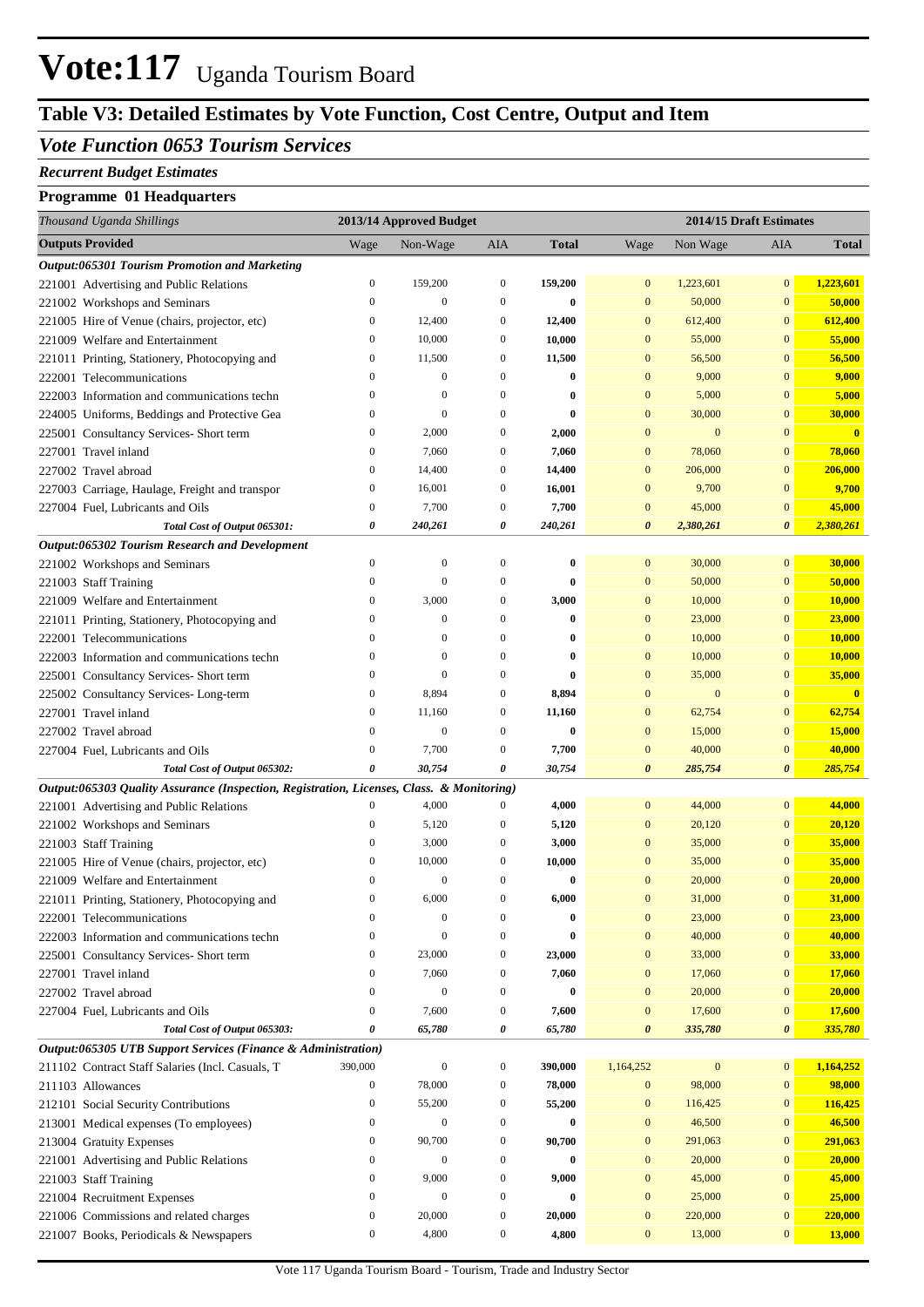# Vote:117 Uganda Tourism Board

## Table V3: Detailed Estimates by Vote Function, Cost Centre, Output and Item

### *Vote Function 0653 Tourism Services*

***Recurrent Budget Estimates***

**Programme 01 Headquarters**

| *Thousand Uganda Shillings* | 2013/14 Approved Budget | | | | 2014/15 Draft Estimates | | | |
|---|---|---|---|---|---|---|---|---|
| **Outputs Provided** | Wage | Non-Wage | AIA | **Total** | Wage | Non Wage | AIA | **Total** |
| ***Output:065301 Tourism Promotion and Marketing*** | | | | | | | | |
| 221001 Advertising and Public Relations | 0 | 159,200 | 0 | **159,200** | 0 | 1,223,601 | 0 | **1,223,601** |
| 221002 Workshops and Seminars | 0 | 0 | 0 | **0** | 0 | 50,000 | 0 | **50,000** |
| 221005 Hire of Venue (chairs, projector, etc) | 0 | 12,400 | 0 | **12,400** | 0 | 612,400 | 0 | **612,400** |
| 221009 Welfare and Entertainment | 0 | 10,000 | 0 | **10,000** | 0 | 55,000 | 0 | **55,000** |
| 221011 Printing, Stationery, Photocopying and | 0 | 11,500 | 0 | **11,500** | 0 | 56,500 | 0 | **56,500** |
| 222001 Telecommunications | 0 | 0 | 0 | **0** | 0 | 9,000 | 0 | **9,000** |
| 222003 Information and communications techn | 0 | 0 | 0 | **0** | 0 | 5,000 | 0 | **5,000** |
| 224005 Uniforms, Beddings and Protective Gea | 0 | 0 | 0 | **0** | 0 | 30,000 | 0 | **30,000** |
| 225001 Consultancy Services- Short term | 0 | 2,000 | 0 | **2,000** | 0 | 0 | 0 | **0** |
| 227001 Travel inland | 0 | 7,060 | 0 | **7,060** | 0 | 78,060 | 0 | **78,060** |
| 227002 Travel abroad | 0 | 14,400 | 0 | **14,400** | 0 | 206,000 | 0 | **206,000** |
| 227003 Carriage, Haulage, Freight and transpor | 0 | 16,001 | 0 | **16,001** | 0 | 9,700 | 0 | **9,700** |
| 227004 Fuel, Lubricants and Oils | 0 | 7,700 | 0 | **7,700** | 0 | 45,000 | 0 | **45,000** |
| ***Total Cost of Output 065301:*** | ***0*** | ***240,261*** | ***0*** | ***240,261*** | ***0*** | ***2,380,261*** | ***0*** | ***2,380,261*** |
| ***Output:065302 Tourism Research and Development*** | | | | | | | | |
| 221002 Workshops and Seminars | 0 | 0 | 0 | **0** | 0 | 30,000 | 0 | **30,000** |
| 221003 Staff Training | 0 | 0 | 0 | **0** | 0 | 50,000 | 0 | **50,000** |
| 221009 Welfare and Entertainment | 0 | 3,000 | 0 | **3,000** | 0 | 10,000 | 0 | **10,000** |
| 221011 Printing, Stationery, Photocopying and | 0 | 0 | 0 | **0** | 0 | 23,000 | 0 | **23,000** |
| 222001 Telecommunications | 0 | 0 | 0 | **0** | 0 | 10,000 | 0 | **10,000** |
| 222003 Information and communications techn | 0 | 0 | 0 | **0** | 0 | 10,000 | 0 | **10,000** |
| 225001 Consultancy Services- Short term | 0 | 0 | 0 | **0** | 0 | 35,000 | 0 | **35,000** |
| 225002 Consultancy Services- Long-term | 0 | 8,894 | 0 | **8,894** | 0 | 0 | 0 | **0** |
| 227001 Travel inland | 0 | 11,160 | 0 | **11,160** | 0 | 62,754 | 0 | **62,754** |
| 227002 Travel abroad | 0 | 0 | 0 | **0** | 0 | 15,000 | 0 | **15,000** |
| 227004 Fuel, Lubricants and Oils | 0 | 7,700 | 0 | **7,700** | 0 | 40,000 | 0 | **40,000** |
| ***Total Cost of Output 065302:*** | ***0*** | ***30,754*** | ***0*** | ***30,754*** | ***0*** | ***285,754*** | ***0*** | ***285,754*** |
| ***Output:065303 Quality Assurance (Inspection, Registration, Licenses, Class. & Monitoring)*** | | | | | | | | |
| 221001 Advertising and Public Relations | 0 | 4,000 | 0 | **4,000** | 0 | 44,000 | 0 | **44,000** |
| 221002 Workshops and Seminars | 0 | 5,120 | 0 | **5,120** | 0 | 20,120 | 0 | **20,120** |
| 221003 Staff Training | 0 | 3,000 | 0 | **3,000** | 0 | 35,000 | 0 | **35,000** |
| 221005 Hire of Venue (chairs, projector, etc) | 0 | 10,000 | 0 | **10,000** | 0 | 35,000 | 0 | **35,000** |
| 221009 Welfare and Entertainment | 0 | 0 | 0 | **0** | 0 | 20,000 | 0 | **20,000** |
| 221011 Printing, Stationery, Photocopying and | 0 | 6,000 | 0 | **6,000** | 0 | 31,000 | 0 | **31,000** |
| 222001 Telecommunications | 0 | 0 | 0 | **0** | 0 | 23,000 | 0 | **23,000** |
| 222003 Information and communications techn | 0 | 0 | 0 | **0** | 0 | 40,000 | 0 | **40,000** |
| 225001 Consultancy Services- Short term | 0 | 23,000 | 0 | **23,000** | 0 | 33,000 | 0 | **33,000** |
| 227001 Travel inland | 0 | 7,060 | 0 | **7,060** | 0 | 17,060 | 0 | **17,060** |
| 227002 Travel abroad | 0 | 0 | 0 | **0** | 0 | 20,000 | 0 | **20,000** |
| 227004 Fuel, Lubricants and Oils | 0 | 7,600 | 0 | **7,600** | 0 | 17,600 | 0 | **17,600** |
| ***Total Cost of Output 065303:*** | ***0*** | ***65,780*** | ***0*** | ***65,780*** | ***0*** | ***335,780*** | ***0*** | ***335,780*** |
| ***Output:065305 UTB Support Services (Finance & Administration)*** | | | | | | | | |
| 211102 Contract Staff Salaries (Incl. Casuals, T | 390,000 | 0 | 0 | **390,000** | 1,164,252 | 0 | 0 | **1,164,252** |
| 211103 Allowances | 0 | 78,000 | 0 | **78,000** | 0 | 98,000 | 0 | **98,000** |
| 212101 Social Security Contributions | 0 | 55,200 | 0 | **55,200** | 0 | 116,425 | 0 | **116,425** |
| 213001 Medical expenses (To employees) | 0 | 0 | 0 | **0** | 0 | 46,500 | 0 | **46,500** |
| 213004 Gratuity Expenses | 0 | 90,700 | 0 | **90,700** | 0 | 291,063 | 0 | **291,063** |
| 221001 Advertising and Public Relations | 0 | 0 | 0 | **0** | 0 | 20,000 | 0 | **20,000** |
| 221003 Staff Training | 0 | 9,000 | 0 | **9,000** | 0 | 45,000 | 0 | **45,000** |
| 221004 Recruitment Expenses | 0 | 0 | 0 | **0** | 0 | 25,000 | 0 | **25,000** |
| 221006 Commissions and related charges | 0 | 20,000 | 0 | **20,000** | 0 | 220,000 | 0 | **220,000** |
| 221007 Books, Periodicals & Newspapers | 0 | 4,800 | 0 | **4,800** | 0 | 13,000 | 0 | **13,000** |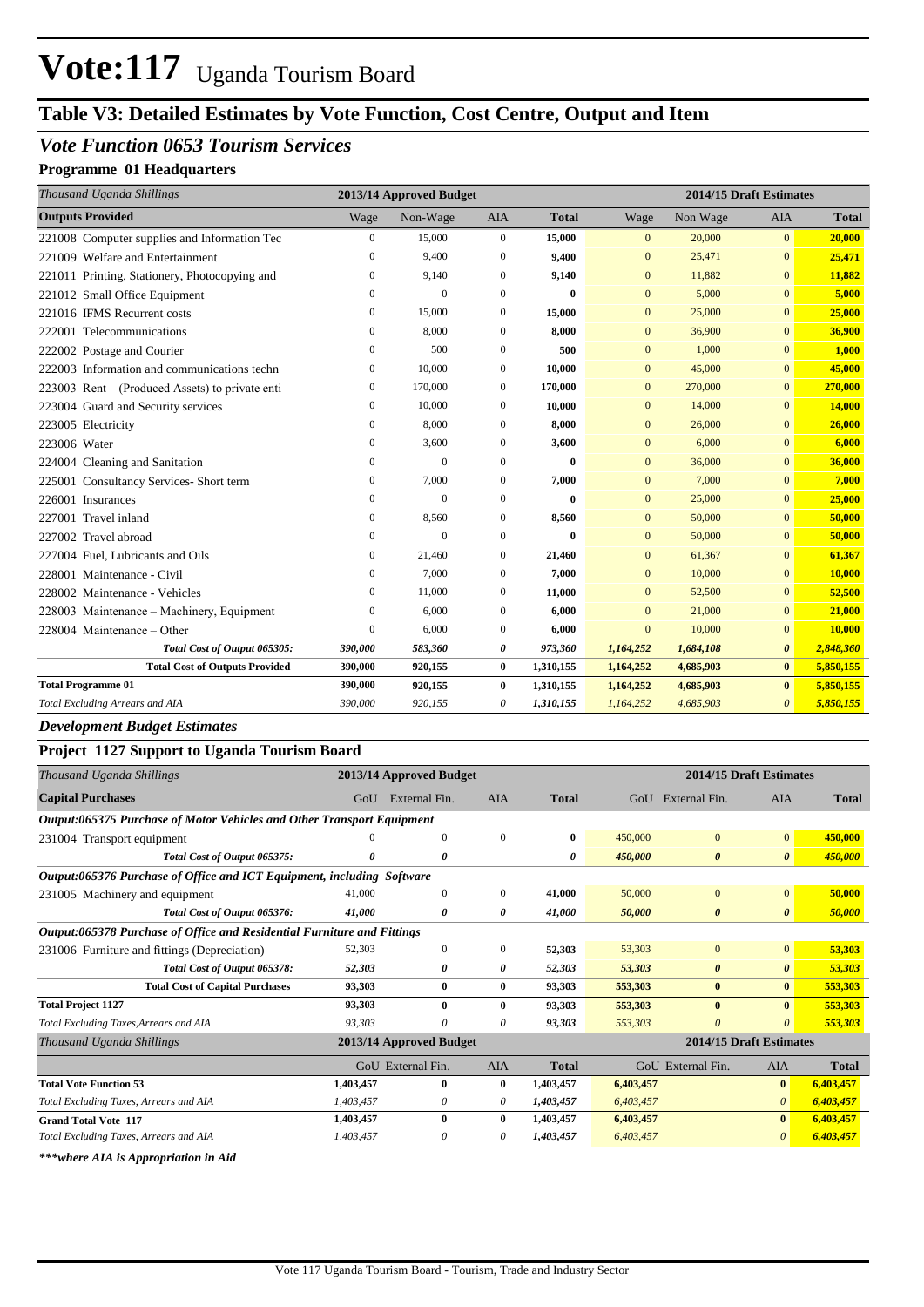# Vote:117 Uganda Tourism Board

## Table V3: Detailed Estimates by Vote Function, Cost Centre, Output and Item

### *Vote Function 0653 Tourism Services*

**Programme 01 Headquarters**

| *Thousand Uganda Shillings* | 2013/14 Approved Budget | | | | 2014/15 Draft Estimates | | | |
|---|---|---|---|---|---|---|---|---|
| **Outputs Provided** | Wage | Non-Wage | AIA | **Total** | Wage | Non Wage | AIA | **Total** |
| 221008 Computer supplies and Information Tec | 0 | 15,000 | 0 | **15,000** | 0 | 20,000 | 0 | **20,000** |
| 221009 Welfare and Entertainment | 0 | 9,400 | 0 | **9,400** | 0 | 25,471 | 0 | **25,471** |
| 221011 Printing, Stationery, Photocopying and | 0 | 9,140 | 0 | **9,140** | 0 | 11,882 | 0 | **11,882** |
| 221012 Small Office Equipment | 0 | 0 | 0 | **0** | 0 | 5,000 | 0 | **5,000** |
| 221016 IFMS Recurrent costs | 0 | 15,000 | 0 | **15,000** | 0 | 25,000 | 0 | **25,000** |
| 222001 Telecommunications | 0 | 8,000 | 0 | **8,000** | 0 | 36,900 | 0 | **36,900** |
| 222002 Postage and Courier | 0 | 500 | 0 | **500** | 0 | 1,000 | 0 | **1,000** |
| 222003 Information and communications techn | 0 | 10,000 | 0 | **10,000** | 0 | 45,000 | 0 | **45,000** |
| 223003 Rent – (Produced Assets) to private enti | 0 | 170,000 | 0 | **170,000** | 0 | 270,000 | 0 | **270,000** |
| 223004 Guard and Security services | 0 | 10,000 | 0 | **10,000** | 0 | 14,000 | 0 | **14,000** |
| 223005 Electricity | 0 | 8,000 | 0 | **8,000** | 0 | 26,000 | 0 | **26,000** |
| 223006 Water | 0 | 3,600 | 0 | **3,600** | 0 | 6,000 | 0 | **6,000** |
| 224004 Cleaning and Sanitation | 0 | 0 | 0 | **0** | 0 | 36,000 | 0 | **36,000** |
| 225001 Consultancy Services- Short term | 0 | 7,000 | 0 | **7,000** | 0 | 7,000 | 0 | **7,000** |
| 226001 Insurances | 0 | 0 | 0 | **0** | 0 | 25,000 | 0 | **25,000** |
| 227001 Travel inland | 0 | 8,560 | 0 | **8,560** | 0 | 50,000 | 0 | **50,000** |
| 227002 Travel abroad | 0 | 0 | 0 | **0** | 0 | 50,000 | 0 | **50,000** |
| 227004 Fuel, Lubricants and Oils | 0 | 21,460 | 0 | **21,460** | 0 | 61,367 | 0 | **61,367** |
| 228001 Maintenance - Civil | 0 | 7,000 | 0 | **7,000** | 0 | 10,000 | 0 | **10,000** |
| 228002 Maintenance - Vehicles | 0 | 11,000 | 0 | **11,000** | 0 | 52,500 | 0 | **52,500** |
| 228003 Maintenance – Machinery, Equipment | 0 | 6,000 | 0 | **6,000** | 0 | 21,000 | 0 | **21,000** |
| 228004 Maintenance – Other | 0 | 6,000 | 0 | **6,000** | 0 | 10,000 | 0 | **10,000** |
| ***Total Cost of Output 065305:*** | ***390,000*** | ***583,360*** | ***0*** | ***973,360*** | ***1,164,252*** | ***1,684,108*** | ***0*** | ***2,848,360*** |
| **Total Cost of Outputs Provided** | **390,000** | **920,155** | **0** | **1,310,155** | **1,164,252** | **4,685,903** | **0** | **5,850,155** |
| **Total Programme 01** | **390,000** | **920,155** | **0** | **1,310,155** | **1,164,252** | **4,685,903** | **0** | **5,850,155** |
| *Total Excluding Arrears and AIA* | *390,000* | *920,155* | *0* | *1,310,155* | *1,164,252* | *4,685,903* | *0* | *5,850,155* |

### *Development Budget Estimates*

**Project 1127 Support to Uganda Tourism Board**

| *Thousand Uganda Shillings* | 2013/14 Approved Budget | | | | 2014/15 Draft Estimates | | | |
|---|---|---|---|---|---|---|---|---|
| **Capital Purchases** | GoU | External Fin. | AIA | **Total** | GoU | External Fin. | AIA | **Total** |
| ***Output:065375 Purchase of Motor Vehicles and Other Transport Equipment*** | | | | | | | | |
| 231004 Transport equipment | 0 | 0 | 0 | **0** | 450,000 | 0 | 0 | **450,000** |
| ***Total Cost of Output 065375:*** | ***0*** | ***0*** | | ***0*** | ***450,000*** | ***0*** | ***0*** | ***450,000*** |
| ***Output:065376 Purchase of Office and ICT Equipment, including Software*** | | | | | | | | |
| 231005 Machinery and equipment | 41,000 | 0 | 0 | **41,000** | 50,000 | 0 | 0 | **50,000** |
| ***Total Cost of Output 065376:*** | ***41,000*** | ***0*** | ***0*** | ***41,000*** | ***50,000*** | ***0*** | ***0*** | ***50,000*** |
| ***Output:065378 Purchase of Office and Residential Furniture and Fittings*** | | | | | | | | |
| 231006 Furniture and fittings (Depreciation) | 52,303 | 0 | 0 | **52,303** | 53,303 | 0 | 0 | **53,303** |
| ***Total Cost of Output 065378:*** | ***52,303*** | ***0*** | ***0*** | ***52,303*** | ***53,303*** | ***0*** | ***0*** | ***53,303*** |
| **Total Cost of Capital Purchases** | **93,303** | **0** | **0** | **93,303** | **553,303** | **0** | **0** | **553,303** |
| **Total Project 1127** | **93,303** | **0** | **0** | **93,303** | **553,303** | **0** | **0** | **553,303** |
| *Total Excluding Taxes,Arrears and AIA* | *93,303* | *0* | *0* | *93,303* | *553,303* | *0* | *0* | *553,303* |

| *Thousand Uganda Shillings* | 2013/14 Approved Budget | | | | 2014/15 Draft Estimates | | | |
|---|---|---|---|---|---|---|---|---|
| | GoU | External Fin. | AIA | **Total** | GoU | External Fin. | AIA | **Total** |
| **Total Vote Function 53** | **1,403,457** | **0** | **0** | **1,403,457** | **6,403,457** | | **0** | **6,403,457** |
| *Total Excluding Taxes, Arrears and AIA* | *1,403,457* | *0* | *0* | *1,403,457* | *6,403,457* | | *0* | *6,403,457* |
| **Grand Total Vote 117** | **1,403,457** | **0** | **0** | **1,403,457** | **6,403,457** | | **0** | **6,403,457** |
| *Total Excluding Taxes, Arrears and AIA* | *1,403,457* | *0* | *0* | *1,403,457* | *6,403,457* | | *0* | *6,403,457* |

***\*\*\*where AIA is Appropriation in Aid***